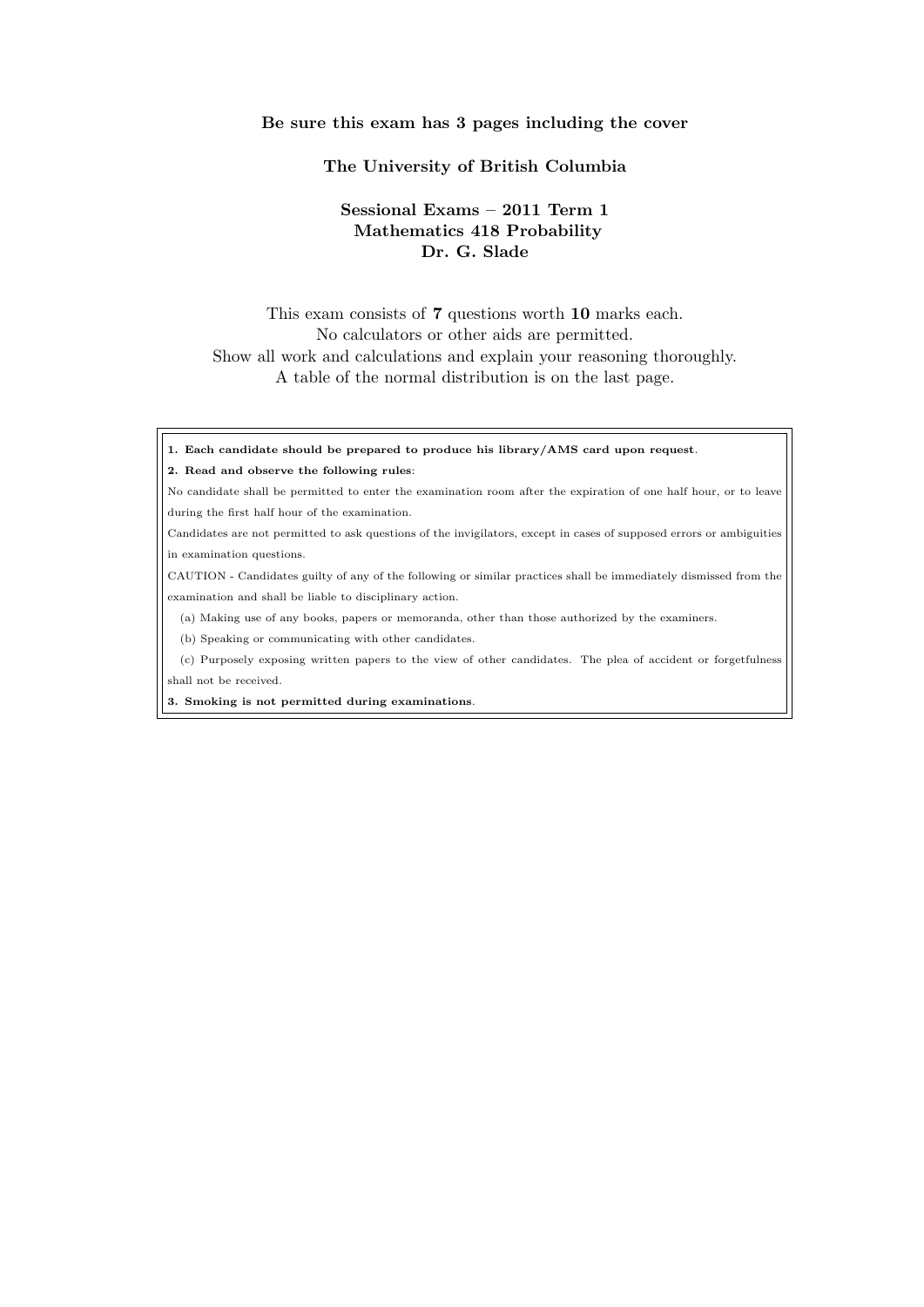**Be sure this exam has 3 pages including the cover**

**The University of British Columbia**

**Sessional Exams – 2011 Term 1**
**Mathematics 418 Probability**
**Dr. G. Slade**

This exam consists of **7** questions worth **10** marks each.
No calculators or other aids are permitted.
Show all work and calculations and explain your reasoning thoroughly.
A table of the normal distribution is on the last page.

**1. Each candidate should be prepared to produce his library/AMS card upon request**.

**2. Read and observe the following rules**:

No candidate shall be permitted to enter the examination room after the expiration of one half hour, or to leave during the first half hour of the examination.

Candidates are not permitted to ask questions of the invigilators, except in cases of supposed errors or ambiguities in examination questions.

CAUTION - Candidates guilty of any of the following or similar practices shall be immediately dismissed from the examination and shall be liable to disciplinary action.

(a) Making use of any books, papers or memoranda, other than those authorized by the examiners.

(b) Speaking or communicating with other candidates.

(c) Purposely exposing written papers to the view of other candidates. The plea of accident or forgetfulness shall not be received.

**3. Smoking is not permitted during examinations**.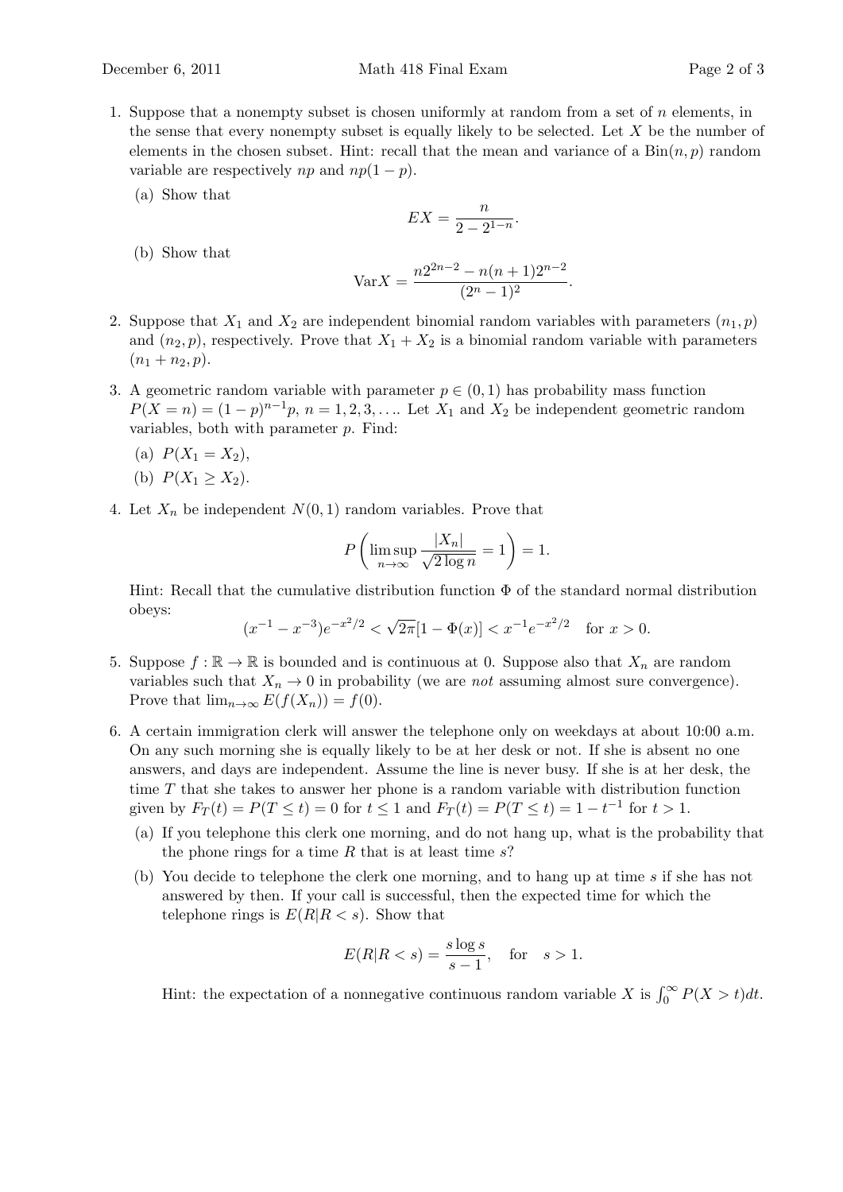1. Suppose that a nonempty subset is chosen uniformly at random from a set of $n$ elements, in the sense that every nonempty subset is equally likely to be selected. Let $X$ be the number of elements in the chosen subset. Hint: recall that the mean and variance of a $\text{Bin}(n,p)$ random variable are respectively $np$ and $np(1-p)$.

   (a) Show that
   $$EX = \frac{n}{2 - 2^{1-n}}.$$

   (b) Show that
   $$\text{Var}X = \frac{n2^{2n-2} - n(n+1)2^{n-2}}{(2^n - 1)^2}.$$

2. Suppose that $X_1$ and $X_2$ are independent binomial random variables with parameters $(n_1, p)$ and $(n_2, p)$, respectively. Prove that $X_1 + X_2$ is a binomial random variable with parameters $(n_1 + n_2, p)$.

3. A geometric random variable with parameter $p \in (0,1)$ has probability mass function $P(X = n) = (1-p)^{n-1}p$, $n = 1, 2, 3, \ldots$. Let $X_1$ and $X_2$ be independent geometric random variables, both with parameter $p$. Find:

   (a) $P(X_1 = X_2)$,

   (b) $P(X_1 \geq X_2)$.

4. Let $X_n$ be independent $N(0,1)$ random variables. Prove that
   $$P\left(\limsup_{n\to\infty} \frac{|X_n|}{\sqrt{2\log n}} = 1\right) = 1.$$
   Hint: Recall that the cumulative distribution function $\Phi$ of the standard normal distribution obeys:
   $$(x^{-1} - x^{-3})e^{-x^2/2} < \sqrt{2\pi}[1 - \Phi(x)] < x^{-1}e^{-x^2/2} \quad \text{for } x > 0.$$

5. Suppose $f : \mathbb{R} \to \mathbb{R}$ is bounded and is continuous at 0. Suppose also that $X_n$ are random variables such that $X_n \to 0$ in probability (we are *not* assuming almost sure convergence). Prove that $\lim_{n\to\infty} E(f(X_n)) = f(0)$.

6. A certain immigration clerk will answer the telephone only on weekdays at about 10:00 a.m. On any such morning she is equally likely to be at her desk or not. If she is absent no one answers, and days are independent. Assume the line is never busy. If she is at her desk, the time $T$ that she takes to answer her phone is a random variable with distribution function given by $F_T(t) = P(T \leq t) = 0$ for $t \leq 1$ and $F_T(t) = P(T \leq t) = 1 - t^{-1}$ for $t > 1$.

   (a) If you telephone this clerk one morning, and do not hang up, what is the probability that the phone rings for a time $R$ that is at least time $s$?

   (b) You decide to telephone the clerk one morning, and to hang up at time $s$ if she has not answered by then. If your call is successful, then the expected time for which the telephone rings is $E(R|R < s)$. Show that
   $$E(R|R < s) = \frac{s \log s}{s - 1}, \quad \text{for} \quad s > 1.$$

   Hint: the expectation of a nonnegative continuous random variable $X$ is $\int_0^\infty P(X > t)dt$.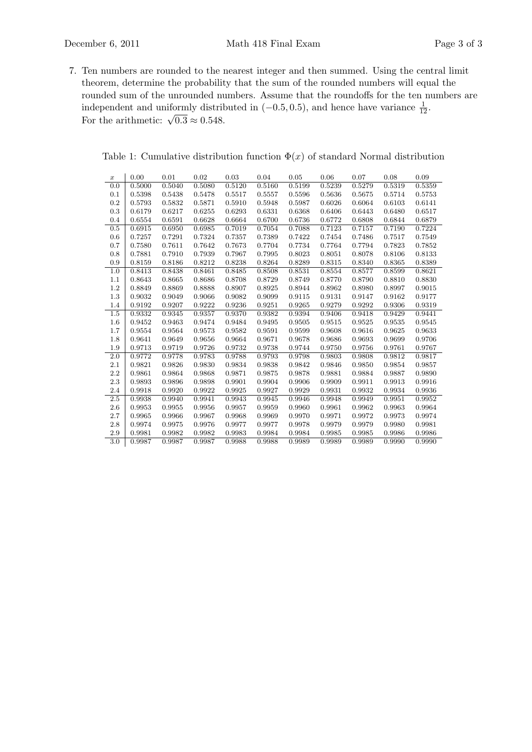7. Ten numbers are rounded to the nearest integer and then summed. Using the central limit theorem, determine the probability that the sum of the rounded numbers will equal the rounded sum of the unrounded numbers. Assume that the roundoffs for the ten numbers are independent and uniformly distributed in $(-0.5, 0.5)$, and hence have variance $\frac{1}{12}$. For the arithmetic: $\sqrt{0.3} \approx 0.548$.

Table 1: Cumulative distribution function $\Phi(x)$ of standard Normal distribution

| $x$ | 0.00 | 0.01 | 0.02 | 0.03 | 0.04 | 0.05 | 0.06 | 0.07 | 0.08 | 0.09 |
|---|---|---|---|---|---|---|---|---|---|---|
| 0.0 | 0.5000 | 0.5040 | 0.5080 | 0.5120 | 0.5160 | 0.5199 | 0.5239 | 0.5279 | 0.5319 | 0.5359 |
| 0.1 | 0.5398 | 0.5438 | 0.5478 | 0.5517 | 0.5557 | 0.5596 | 0.5636 | 0.5675 | 0.5714 | 0.5753 |
| 0.2 | 0.5793 | 0.5832 | 0.5871 | 0.5910 | 0.5948 | 0.5987 | 0.6026 | 0.6064 | 0.6103 | 0.6141 |
| 0.3 | 0.6179 | 0.6217 | 0.6255 | 0.6293 | 0.6331 | 0.6368 | 0.6406 | 0.6443 | 0.6480 | 0.6517 |
| 0.4 | 0.6554 | 0.6591 | 0.6628 | 0.6664 | 0.6700 | 0.6736 | 0.6772 | 0.6808 | 0.6844 | 0.6879 |
| 0.5 | 0.6915 | 0.6950 | 0.6985 | 0.7019 | 0.7054 | 0.7088 | 0.7123 | 0.7157 | 0.7190 | 0.7224 |
| 0.6 | 0.7257 | 0.7291 | 0.7324 | 0.7357 | 0.7389 | 0.7422 | 0.7454 | 0.7486 | 0.7517 | 0.7549 |
| 0.7 | 0.7580 | 0.7611 | 0.7642 | 0.7673 | 0.7704 | 0.7734 | 0.7764 | 0.7794 | 0.7823 | 0.7852 |
| 0.8 | 0.7881 | 0.7910 | 0.7939 | 0.7967 | 0.7995 | 0.8023 | 0.8051 | 0.8078 | 0.8106 | 0.8133 |
| 0.9 | 0.8159 | 0.8186 | 0.8212 | 0.8238 | 0.8264 | 0.8289 | 0.8315 | 0.8340 | 0.8365 | 0.8389 |
| 1.0 | 0.8413 | 0.8438 | 0.8461 | 0.8485 | 0.8508 | 0.8531 | 0.8554 | 0.8577 | 0.8599 | 0.8621 |
| 1.1 | 0.8643 | 0.8665 | 0.8686 | 0.8708 | 0.8729 | 0.8749 | 0.8770 | 0.8790 | 0.8810 | 0.8830 |
| 1.2 | 0.8849 | 0.8869 | 0.8888 | 0.8907 | 0.8925 | 0.8944 | 0.8962 | 0.8980 | 0.8997 | 0.9015 |
| 1.3 | 0.9032 | 0.9049 | 0.9066 | 0.9082 | 0.9099 | 0.9115 | 0.9131 | 0.9147 | 0.9162 | 0.9177 |
| 1.4 | 0.9192 | 0.9207 | 0.9222 | 0.9236 | 0.9251 | 0.9265 | 0.9279 | 0.9292 | 0.9306 | 0.9319 |
| 1.5 | 0.9332 | 0.9345 | 0.9357 | 0.9370 | 0.9382 | 0.9394 | 0.9406 | 0.9418 | 0.9429 | 0.9441 |
| 1.6 | 0.9452 | 0.9463 | 0.9474 | 0.9484 | 0.9495 | 0.9505 | 0.9515 | 0.9525 | 0.9535 | 0.9545 |
| 1.7 | 0.9554 | 0.9564 | 0.9573 | 0.9582 | 0.9591 | 0.9599 | 0.9608 | 0.9616 | 0.9625 | 0.9633 |
| 1.8 | 0.9641 | 0.9649 | 0.9656 | 0.9664 | 0.9671 | 0.9678 | 0.9686 | 0.9693 | 0.9699 | 0.9706 |
| 1.9 | 0.9713 | 0.9719 | 0.9726 | 0.9732 | 0.9738 | 0.9744 | 0.9750 | 0.9756 | 0.9761 | 0.9767 |
| 2.0 | 0.9772 | 0.9778 | 0.9783 | 0.9788 | 0.9793 | 0.9798 | 0.9803 | 0.9808 | 0.9812 | 0.9817 |
| 2.1 | 0.9821 | 0.9826 | 0.9830 | 0.9834 | 0.9838 | 0.9842 | 0.9846 | 0.9850 | 0.9854 | 0.9857 |
| 2.2 | 0.9861 | 0.9864 | 0.9868 | 0.9871 | 0.9875 | 0.9878 | 0.9881 | 0.9884 | 0.9887 | 0.9890 |
| 2.3 | 0.9893 | 0.9896 | 0.9898 | 0.9901 | 0.9904 | 0.9906 | 0.9909 | 0.9911 | 0.9913 | 0.9916 |
| 2.4 | 0.9918 | 0.9920 | 0.9922 | 0.9925 | 0.9927 | 0.9929 | 0.9931 | 0.9932 | 0.9934 | 0.9936 |
| 2.5 | 0.9938 | 0.9940 | 0.9941 | 0.9943 | 0.9945 | 0.9946 | 0.9948 | 0.9949 | 0.9951 | 0.9952 |
| 2.6 | 0.9953 | 0.9955 | 0.9956 | 0.9957 | 0.9959 | 0.9960 | 0.9961 | 0.9962 | 0.9963 | 0.9964 |
| 2.7 | 0.9965 | 0.9966 | 0.9967 | 0.9968 | 0.9969 | 0.9970 | 0.9971 | 0.9972 | 0.9973 | 0.9974 |
| 2.8 | 0.9974 | 0.9975 | 0.9976 | 0.9977 | 0.9977 | 0.9978 | 0.9979 | 0.9979 | 0.9980 | 0.9981 |
| 2.9 | 0.9981 | 0.9982 | 0.9982 | 0.9983 | 0.9984 | 0.9984 | 0.9985 | 0.9985 | 0.9986 | 0.9986 |
| 3.0 | 0.9987 | 0.9987 | 0.9987 | 0.9988 | 0.9988 | 0.9989 | 0.9989 | 0.9989 | 0.9990 | 0.9990 |